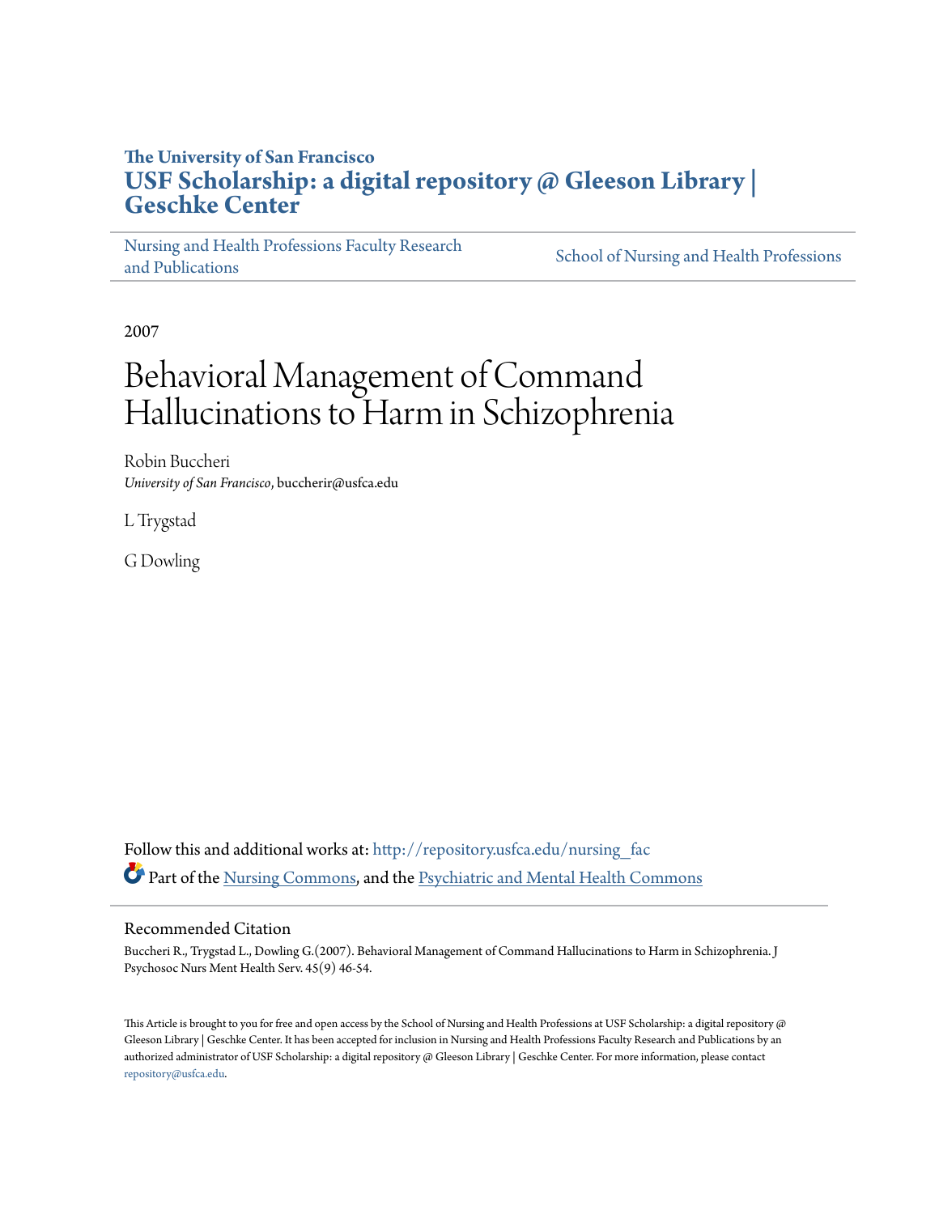**The University of San Francisco**

# USF Scholarship: a digital repository @ Gleeson Library | Geschke Center

Nursing and Health Professions Faculty Research and Publications | School of Nursing and Health Professions

2007

# Behavioral Management of Command Hallucinations to Harm in Schizophrenia

Robin Buccheri
*University of San Francisco*, buccherir@usfca.edu

L Trygstad

G Dowling

Follow this and additional works at: http://repository.usfca.edu/nursing_fac

Part of the Nursing Commons, and the Psychiatric and Mental Health Commons

## Recommended Citation

Buccheri R., Trygstad L., Dowling G.(2007). Behavioral Management of Command Hallucinations to Harm in Schizophrenia. J Psychosoc Nurs Ment Health Serv. 45(9) 46-54.

This Article is brought to you for free and open access by the School of Nursing and Health Professions at USF Scholarship: a digital repository @ Gleeson Library | Geschke Center. It has been accepted for inclusion in Nursing and Health Professions Faculty Research and Publications by an authorized administrator of USF Scholarship: a digital repository @ Gleeson Library | Geschke Center. For more information, please contact repository@usfca.edu.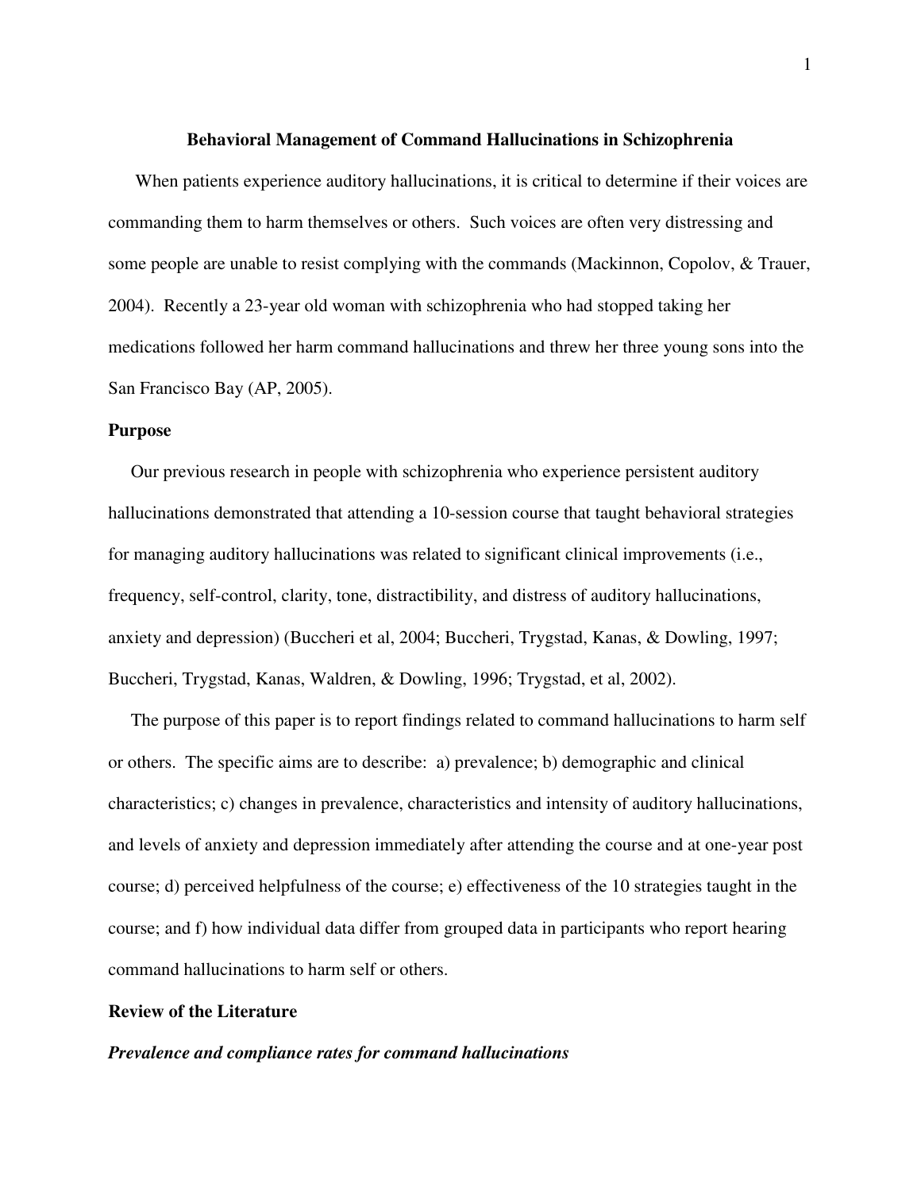**Behavioral Management of Command Hallucinations in Schizophrenia**

When patients experience auditory hallucinations, it is critical to determine if their voices are commanding them to harm themselves or others. Such voices are often very distressing and some people are unable to resist complying with the commands (Mackinnon, Copolov, & Trauer, 2004). Recently a 23-year old woman with schizophrenia who had stopped taking her medications followed her harm command hallucinations and threw her three young sons into the San Francisco Bay (AP, 2005).

## Purpose

Our previous research in people with schizophrenia who experience persistent auditory hallucinations demonstrated that attending a 10-session course that taught behavioral strategies for managing auditory hallucinations was related to significant clinical improvements (i.e., frequency, self-control, clarity, tone, distractibility, and distress of auditory hallucinations, anxiety and depression) (Buccheri et al, 2004; Buccheri, Trygstad, Kanas, & Dowling, 1997; Buccheri, Trygstad, Kanas, Waldren, & Dowling, 1996; Trygstad, et al, 2002).

The purpose of this paper is to report findings related to command hallucinations to harm self or others. The specific aims are to describe: a) prevalence; b) demographic and clinical characteristics; c) changes in prevalence, characteristics and intensity of auditory hallucinations, and levels of anxiety and depression immediately after attending the course and at one-year post course; d) perceived helpfulness of the course; e) effectiveness of the 10 strategies taught in the course; and f) how individual data differ from grouped data in participants who report hearing command hallucinations to harm self or others.

## Review of the Literature

### *Prevalence and compliance rates for command hallucinations*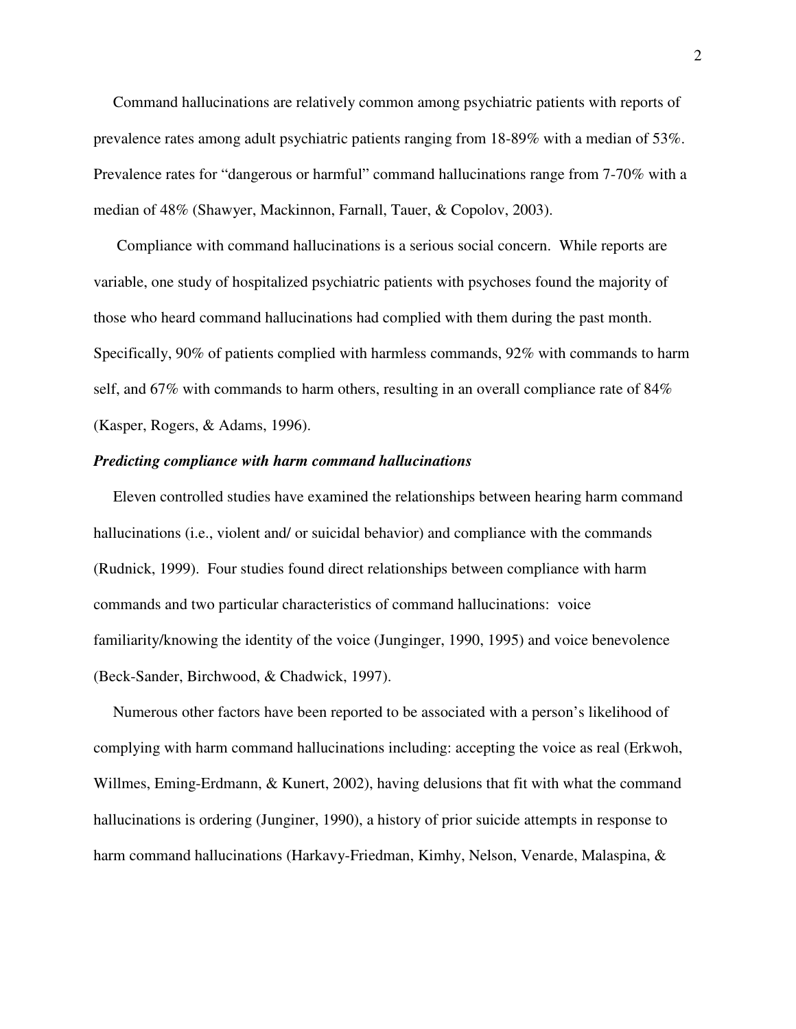Command hallucinations are relatively common among psychiatric patients with reports of prevalence rates among adult psychiatric patients ranging from 18-89% with a median of 53%. Prevalence rates for "dangerous or harmful" command hallucinations range from 7-70% with a median of 48% (Shawyer, Mackinnon, Farnall, Tauer, & Copolov, 2003).

Compliance with command hallucinations is a serious social concern. While reports are variable, one study of hospitalized psychiatric patients with psychoses found the majority of those who heard command hallucinations had complied with them during the past month. Specifically, 90% of patients complied with harmless commands, 92% with commands to harm self, and 67% with commands to harm others, resulting in an overall compliance rate of 84% (Kasper, Rogers, & Adams, 1996).

***Predicting compliance with harm command hallucinations***

Eleven controlled studies have examined the relationships between hearing harm command hallucinations (i.e., violent and/ or suicidal behavior) and compliance with the commands (Rudnick, 1999). Four studies found direct relationships between compliance with harm commands and two particular characteristics of command hallucinations: voice familiarity/knowing the identity of the voice (Junginger, 1990, 1995) and voice benevolence (Beck-Sander, Birchwood, & Chadwick, 1997).

Numerous other factors have been reported to be associated with a person's likelihood of complying with harm command hallucinations including: accepting the voice as real (Erkwoh, Willmes, Eming-Erdmann, & Kunert, 2002), having delusions that fit with what the command hallucinations is ordering (Junginer, 1990), a history of prior suicide attempts in response to harm command hallucinations (Harkavy-Friedman, Kimhy, Nelson, Venarde, Malaspina, &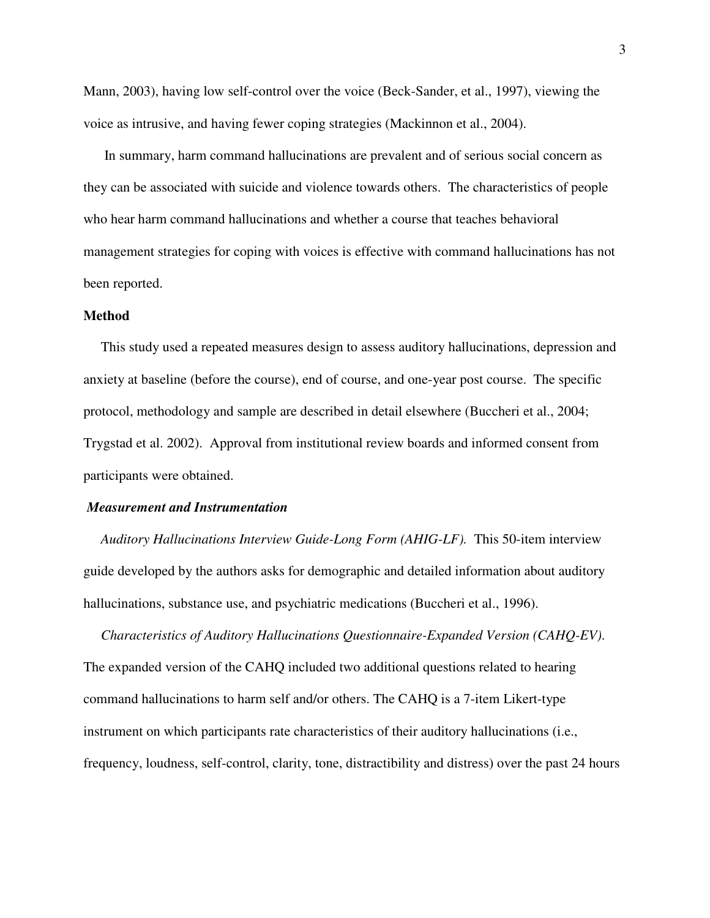Mann, 2003), having low self-control over the voice (Beck-Sander, et al., 1997), viewing the voice as intrusive, and having fewer coping strategies (Mackinnon et al., 2004).

In summary, harm command hallucinations are prevalent and of serious social concern as they can be associated with suicide and violence towards others. The characteristics of people who hear harm command hallucinations and whether a course that teaches behavioral management strategies for coping with voices is effective with command hallucinations has not been reported.

## Method

This study used a repeated measures design to assess auditory hallucinations, depression and anxiety at baseline (before the course), end of course, and one-year post course. The specific protocol, methodology and sample are described in detail elsewhere (Buccheri et al., 2004; Trygstad et al. 2002). Approval from institutional review boards and informed consent from participants were obtained.

### *Measurement and Instrumentation*

*Auditory Hallucinations Interview Guide-Long Form (AHIG-LF).* This 50-item interview guide developed by the authors asks for demographic and detailed information about auditory hallucinations, substance use, and psychiatric medications (Buccheri et al., 1996).

*Characteristics of Auditory Hallucinations Questionnaire-Expanded Version (CAHQ-EV).* The expanded version of the CAHQ included two additional questions related to hearing command hallucinations to harm self and/or others. The CAHQ is a 7-item Likert-type instrument on which participants rate characteristics of their auditory hallucinations (i.e., frequency, loudness, self-control, clarity, tone, distractibility and distress) over the past 24 hours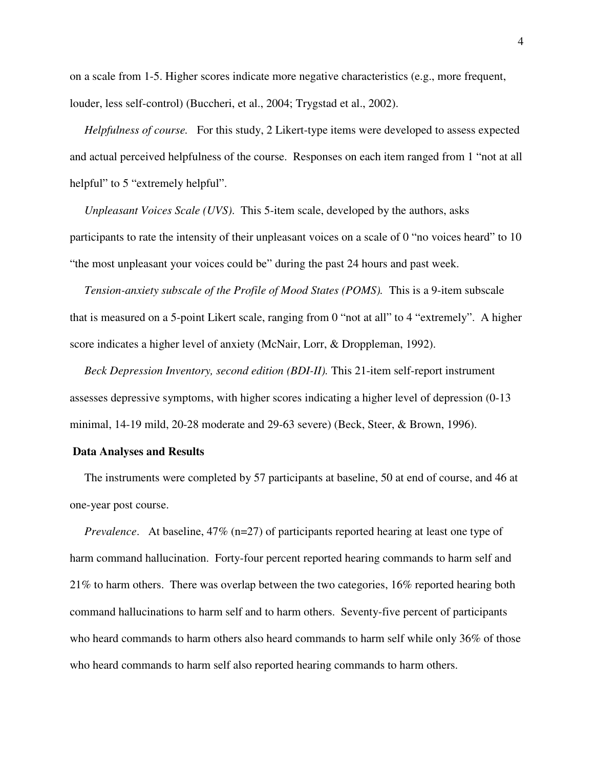on a scale from 1-5. Higher scores indicate more negative characteristics (e.g., more frequent, louder, less self-control) (Buccheri, et al., 2004; Trygstad et al., 2002).

*Helpfulness of course.* For this study, 2 Likert-type items were developed to assess expected and actual perceived helpfulness of the course. Responses on each item ranged from 1 "not at all helpful" to 5 "extremely helpful".

*Unpleasant Voices Scale (UVS).* This 5-item scale, developed by the authors, asks participants to rate the intensity of their unpleasant voices on a scale of 0 "no voices heard" to 10 "the most unpleasant your voices could be" during the past 24 hours and past week.

*Tension-anxiety subscale of the Profile of Mood States (POMS).* This is a 9-item subscale that is measured on a 5-point Likert scale, ranging from 0 "not at all" to 4 "extremely". A higher score indicates a higher level of anxiety (McNair, Lorr, & Droppleman, 1992).

*Beck Depression Inventory, second edition (BDI-II).* This 21-item self-report instrument assesses depressive symptoms, with higher scores indicating a higher level of depression (0-13 minimal, 14-19 mild, 20-28 moderate and 29-63 severe) (Beck, Steer, & Brown, 1996).

**Data Analyses and Results**

The instruments were completed by 57 participants at baseline, 50 at end of course, and 46 at one-year post course.

*Prevalence*. At baseline, 47% (n=27) of participants reported hearing at least one type of harm command hallucination. Forty-four percent reported hearing commands to harm self and 21% to harm others. There was overlap between the two categories, 16% reported hearing both command hallucinations to harm self and to harm others. Seventy-five percent of participants who heard commands to harm others also heard commands to harm self while only 36% of those who heard commands to harm self also reported hearing commands to harm others.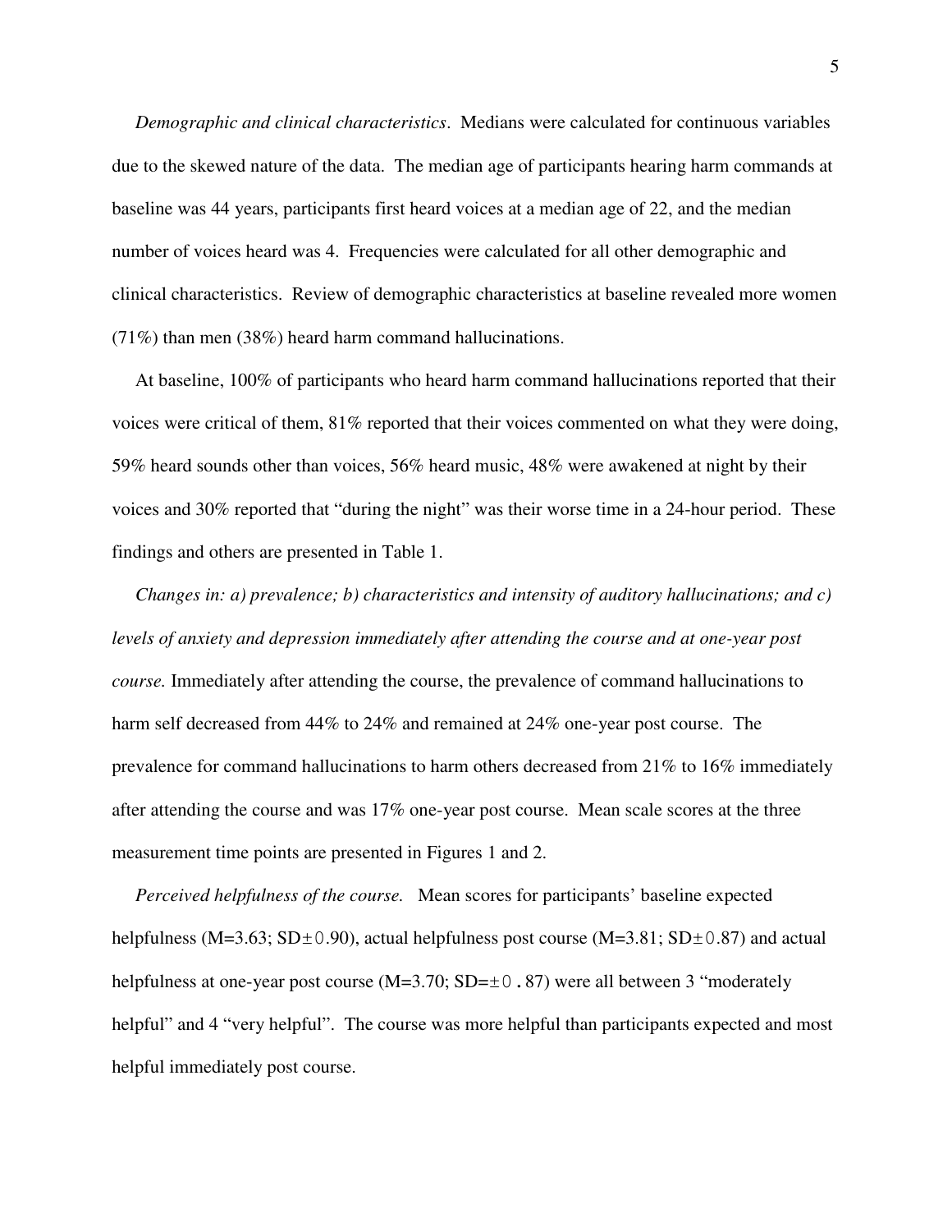*Demographic and clinical characteristics*. Medians were calculated for continuous variables due to the skewed nature of the data. The median age of participants hearing harm commands at baseline was 44 years, participants first heard voices at a median age of 22, and the median number of voices heard was 4. Frequencies were calculated for all other demographic and clinical characteristics. Review of demographic characteristics at baseline revealed more women (71%) than men (38%) heard harm command hallucinations.

At baseline, 100% of participants who heard harm command hallucinations reported that their voices were critical of them, 81% reported that their voices commented on what they were doing, 59% heard sounds other than voices, 56% heard music, 48% were awakened at night by their voices and 30% reported that "during the night" was their worse time in a 24-hour period. These findings and others are presented in Table 1.

*Changes in: a) prevalence; b) characteristics and intensity of auditory hallucinations; and c) levels of anxiety and depression immediately after attending the course and at one-year post course.* Immediately after attending the course, the prevalence of command hallucinations to harm self decreased from 44% to 24% and remained at 24% one-year post course. The prevalence for command hallucinations to harm others decreased from 21% to 16% immediately after attending the course and was 17% one-year post course. Mean scale scores at the three measurement time points are presented in Figures 1 and 2.

*Perceived helpfulness of the course.* Mean scores for participants' baseline expected helpfulness (M=3.63; SD±0.90), actual helpfulness post course (M=3.81; SD±0.87) and actual helpfulness at one-year post course (M=3.70; SD=±0.87) were all between 3 "moderately helpful" and 4 "very helpful". The course was more helpful than participants expected and most helpful immediately post course.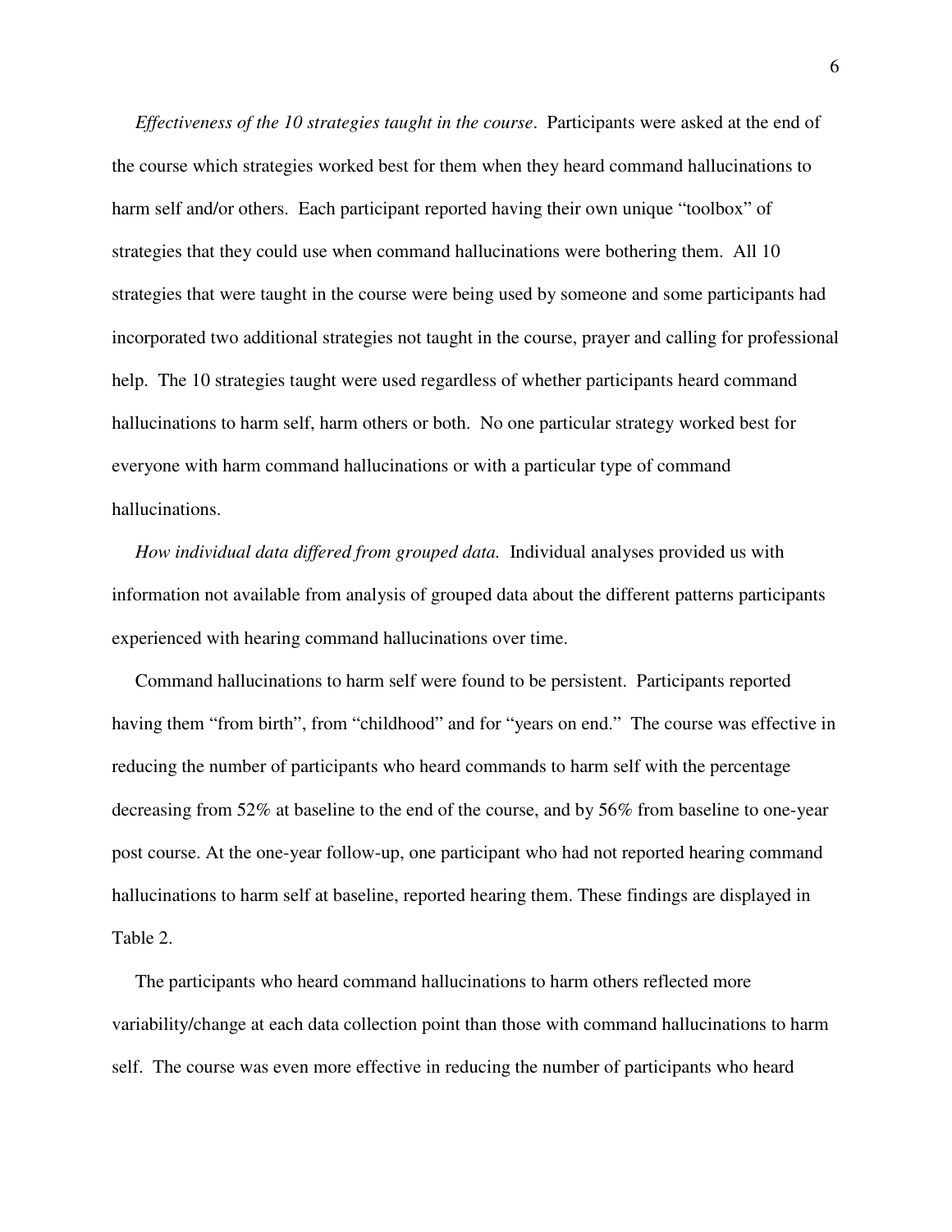*Effectiveness of the 10 strategies taught in the course*. Participants were asked at the end of the course which strategies worked best for them when they heard command hallucinations to harm self and/or others. Each participant reported having their own unique "toolbox" of strategies that they could use when command hallucinations were bothering them. All 10 strategies that were taught in the course were being used by someone and some participants had incorporated two additional strategies not taught in the course, prayer and calling for professional help. The 10 strategies taught were used regardless of whether participants heard command hallucinations to harm self, harm others or both. No one particular strategy worked best for everyone with harm command hallucinations or with a particular type of command hallucinations.

*How individual data differed from grouped data.* Individual analyses provided us with information not available from analysis of grouped data about the different patterns participants experienced with hearing command hallucinations over time.

Command hallucinations to harm self were found to be persistent. Participants reported having them "from birth", from "childhood" and for "years on end." The course was effective in reducing the number of participants who heard commands to harm self with the percentage decreasing from 52% at baseline to the end of the course, and by 56% from baseline to one-year post course. At the one-year follow-up, one participant who had not reported hearing command hallucinations to harm self at baseline, reported hearing them. These findings are displayed in Table 2.

The participants who heard command hallucinations to harm others reflected more variability/change at each data collection point than those with command hallucinations to harm self. The course was even more effective in reducing the number of participants who heard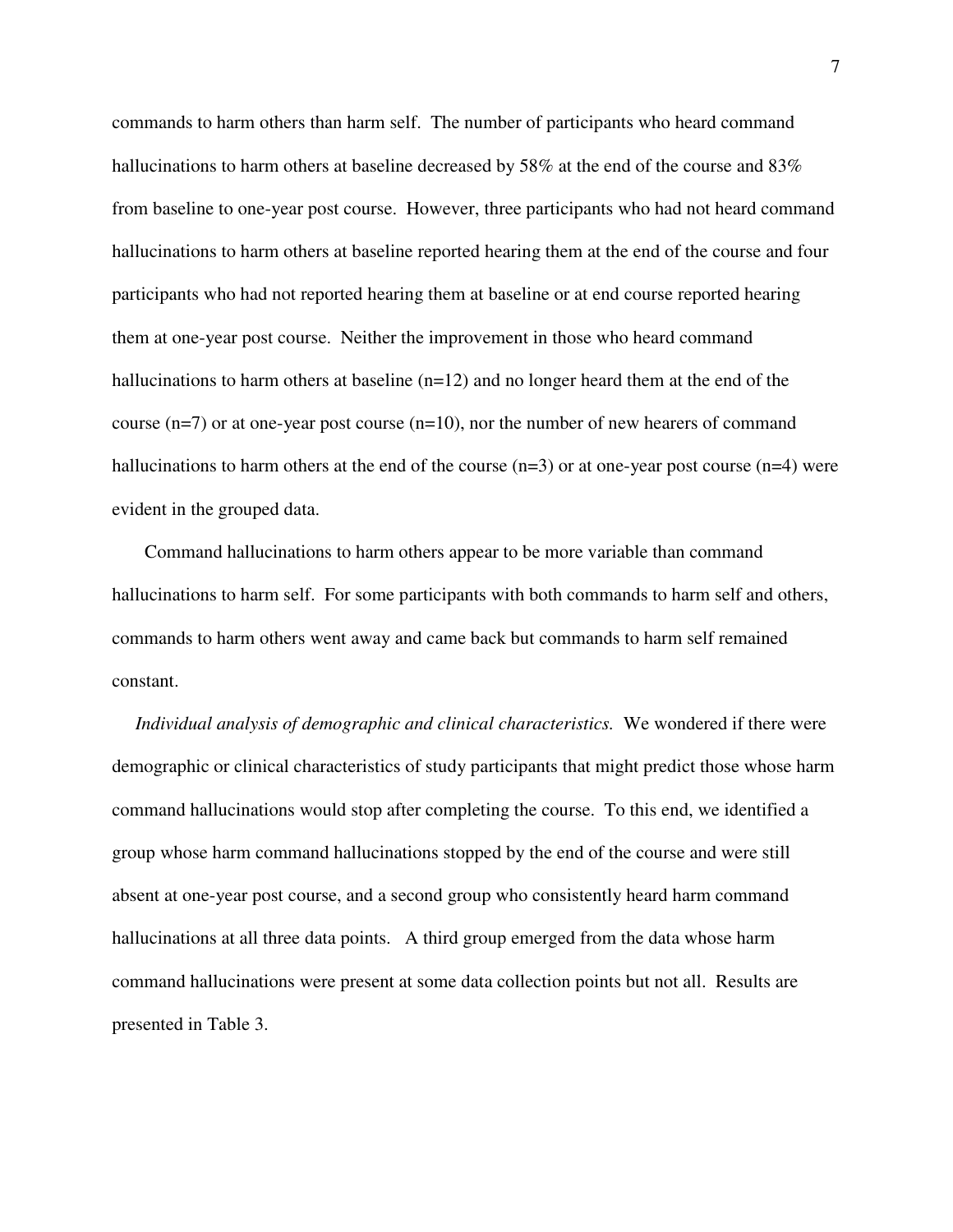commands to harm others than harm self. The number of participants who heard command hallucinations to harm others at baseline decreased by 58% at the end of the course and 83% from baseline to one-year post course. However, three participants who had not heard command hallucinations to harm others at baseline reported hearing them at the end of the course and four participants who had not reported hearing them at baseline or at end course reported hearing them at one-year post course. Neither the improvement in those who heard command hallucinations to harm others at baseline (n=12) and no longer heard them at the end of the course (n=7) or at one-year post course (n=10), nor the number of new hearers of command hallucinations to harm others at the end of the course (n=3) or at one-year post course (n=4) were evident in the grouped data.

Command hallucinations to harm others appear to be more variable than command hallucinations to harm self. For some participants with both commands to harm self and others, commands to harm others went away and came back but commands to harm self remained constant.

*Individual analysis of demographic and clinical characteristics.* We wondered if there were demographic or clinical characteristics of study participants that might predict those whose harm command hallucinations would stop after completing the course. To this end, we identified a group whose harm command hallucinations stopped by the end of the course and were still absent at one-year post course, and a second group who consistently heard harm command hallucinations at all three data points. A third group emerged from the data whose harm command hallucinations were present at some data collection points but not all. Results are presented in Table 3.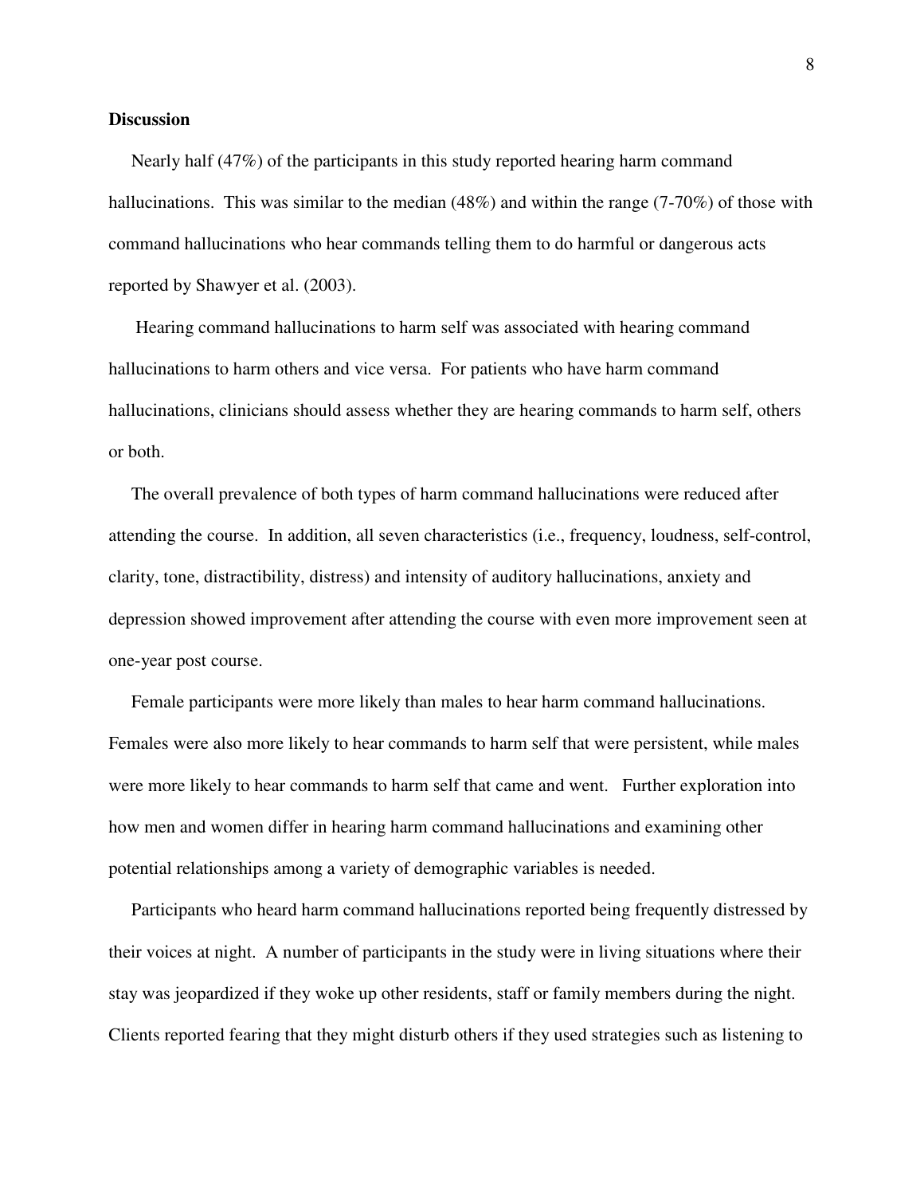## Discussion

Nearly half (47%) of the participants in this study reported hearing harm command hallucinations. This was similar to the median (48%) and within the range (7-70%) of those with command hallucinations who hear commands telling them to do harmful or dangerous acts reported by Shawyer et al. (2003).

Hearing command hallucinations to harm self was associated with hearing command hallucinations to harm others and vice versa. For patients who have harm command hallucinations, clinicians should assess whether they are hearing commands to harm self, others or both.

The overall prevalence of both types of harm command hallucinations were reduced after attending the course. In addition, all seven characteristics (i.e., frequency, loudness, self-control, clarity, tone, distractibility, distress) and intensity of auditory hallucinations, anxiety and depression showed improvement after attending the course with even more improvement seen at one-year post course.

Female participants were more likely than males to hear harm command hallucinations. Females were also more likely to hear commands to harm self that were persistent, while males were more likely to hear commands to harm self that came and went. Further exploration into how men and women differ in hearing harm command hallucinations and examining other potential relationships among a variety of demographic variables is needed.

Participants who heard harm command hallucinations reported being frequently distressed by their voices at night. A number of participants in the study were in living situations where their stay was jeopardized if they woke up other residents, staff or family members during the night. Clients reported fearing that they might disturb others if they used strategies such as listening to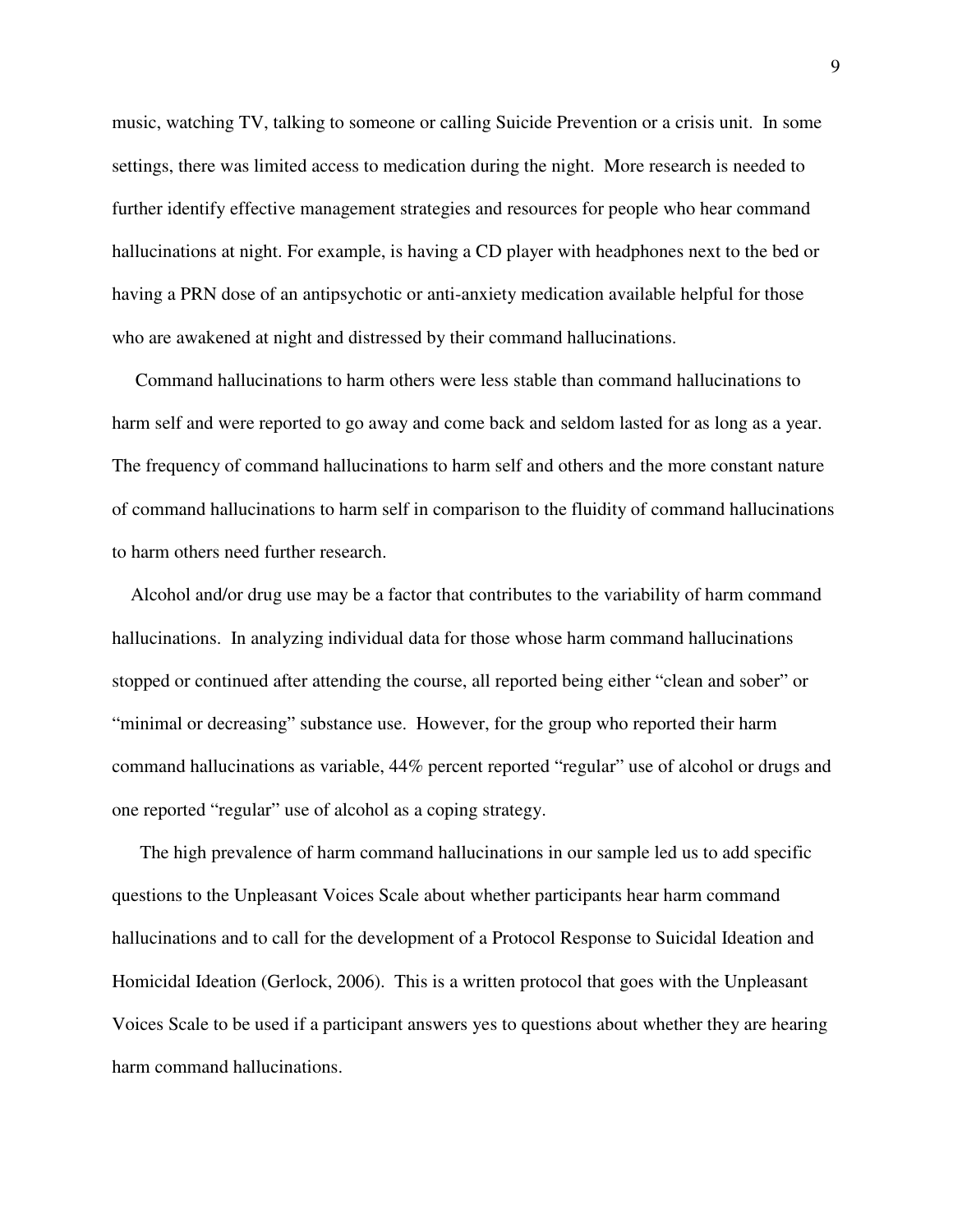music, watching TV, talking to someone or calling Suicide Prevention or a crisis unit. In some settings, there was limited access to medication during the night. More research is needed to further identify effective management strategies and resources for people who hear command hallucinations at night. For example, is having a CD player with headphones next to the bed or having a PRN dose of an antipsychotic or anti-anxiety medication available helpful for those who are awakened at night and distressed by their command hallucinations.

Command hallucinations to harm others were less stable than command hallucinations to harm self and were reported to go away and come back and seldom lasted for as long as a year. The frequency of command hallucinations to harm self and others and the more constant nature of command hallucinations to harm self in comparison to the fluidity of command hallucinations to harm others need further research.

Alcohol and/or drug use may be a factor that contributes to the variability of harm command hallucinations. In analyzing individual data for those whose harm command hallucinations stopped or continued after attending the course, all reported being either "clean and sober" or "minimal or decreasing" substance use. However, for the group who reported their harm command hallucinations as variable, 44% percent reported "regular" use of alcohol or drugs and one reported "regular" use of alcohol as a coping strategy.

The high prevalence of harm command hallucinations in our sample led us to add specific questions to the Unpleasant Voices Scale about whether participants hear harm command hallucinations and to call for the development of a Protocol Response to Suicidal Ideation and Homicidal Ideation (Gerlock, 2006). This is a written protocol that goes with the Unpleasant Voices Scale to be used if a participant answers yes to questions about whether they are hearing harm command hallucinations.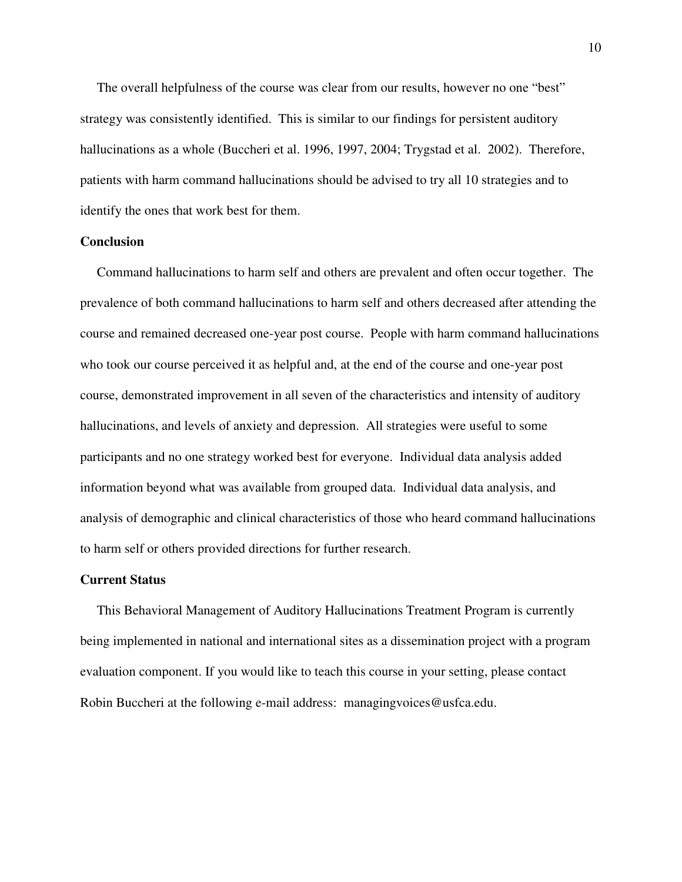The overall helpfulness of the course was clear from our results, however no one "best" strategy was consistently identified. This is similar to our findings for persistent auditory hallucinations as a whole (Buccheri et al. 1996, 1997, 2004; Trygstad et al. 2002). Therefore, patients with harm command hallucinations should be advised to try all 10 strategies and to identify the ones that work best for them.

## Conclusion

Command hallucinations to harm self and others are prevalent and often occur together. The prevalence of both command hallucinations to harm self and others decreased after attending the course and remained decreased one-year post course. People with harm command hallucinations who took our course perceived it as helpful and, at the end of the course and one-year post course, demonstrated improvement in all seven of the characteristics and intensity of auditory hallucinations, and levels of anxiety and depression. All strategies were useful to some participants and no one strategy worked best for everyone. Individual data analysis added information beyond what was available from grouped data. Individual data analysis, and analysis of demographic and clinical characteristics of those who heard command hallucinations to harm self or others provided directions for further research.

## Current Status

This Behavioral Management of Auditory Hallucinations Treatment Program is currently being implemented in national and international sites as a dissemination project with a program evaluation component. If you would like to teach this course in your setting, please contact Robin Buccheri at the following e-mail address: managingvoices@usfca.edu.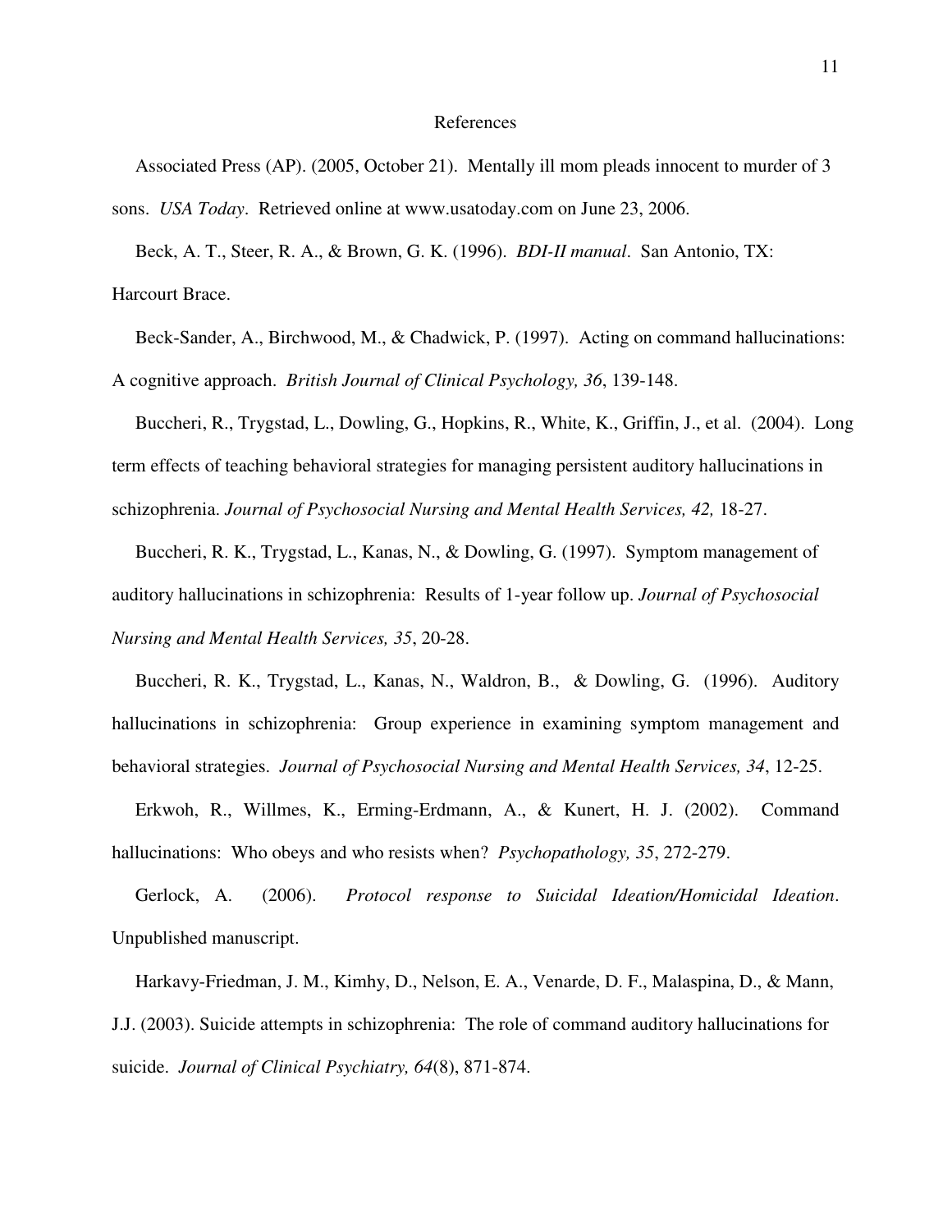# References

Associated Press (AP). (2005, October 21). Mentally ill mom pleads innocent to murder of 3 sons. *USA Today*. Retrieved online at www.usatoday.com on June 23, 2006.

Beck, A. T., Steer, R. A., & Brown, G. K. (1996). *BDI-II manual*. San Antonio, TX: Harcourt Brace.

Beck-Sander, A., Birchwood, M., & Chadwick, P. (1997). Acting on command hallucinations: A cognitive approach. *British Journal of Clinical Psychology, 36*, 139-148.

Buccheri, R., Trygstad, L., Dowling, G., Hopkins, R., White, K., Griffin, J., et al. (2004). Long term effects of teaching behavioral strategies for managing persistent auditory hallucinations in schizophrenia. *Journal of Psychosocial Nursing and Mental Health Services, 42,* 18-27.

Buccheri, R. K., Trygstad, L., Kanas, N., & Dowling, G. (1997). Symptom management of auditory hallucinations in schizophrenia: Results of 1-year follow up. *Journal of Psychosocial Nursing and Mental Health Services, 35*, 20-28.

Buccheri, R. K., Trygstad, L., Kanas, N., Waldron, B., & Dowling, G. (1996). Auditory hallucinations in schizophrenia: Group experience in examining symptom management and behavioral strategies. *Journal of Psychosocial Nursing and Mental Health Services, 34*, 12-25.

Erkwoh, R., Willmes, K., Erming-Erdmann, A., & Kunert, H. J. (2002). Command hallucinations: Who obeys and who resists when? *Psychopathology, 35*, 272-279.

Gerlock, A. (2006). *Protocol response to Suicidal Ideation/Homicidal Ideation*. Unpublished manuscript.

Harkavy-Friedman, J. M., Kimhy, D., Nelson, E. A., Venarde, D. F., Malaspina, D., & Mann, J.J. (2003). Suicide attempts in schizophrenia: The role of command auditory hallucinations for suicide. *Journal of Clinical Psychiatry, 64*(8), 871-874.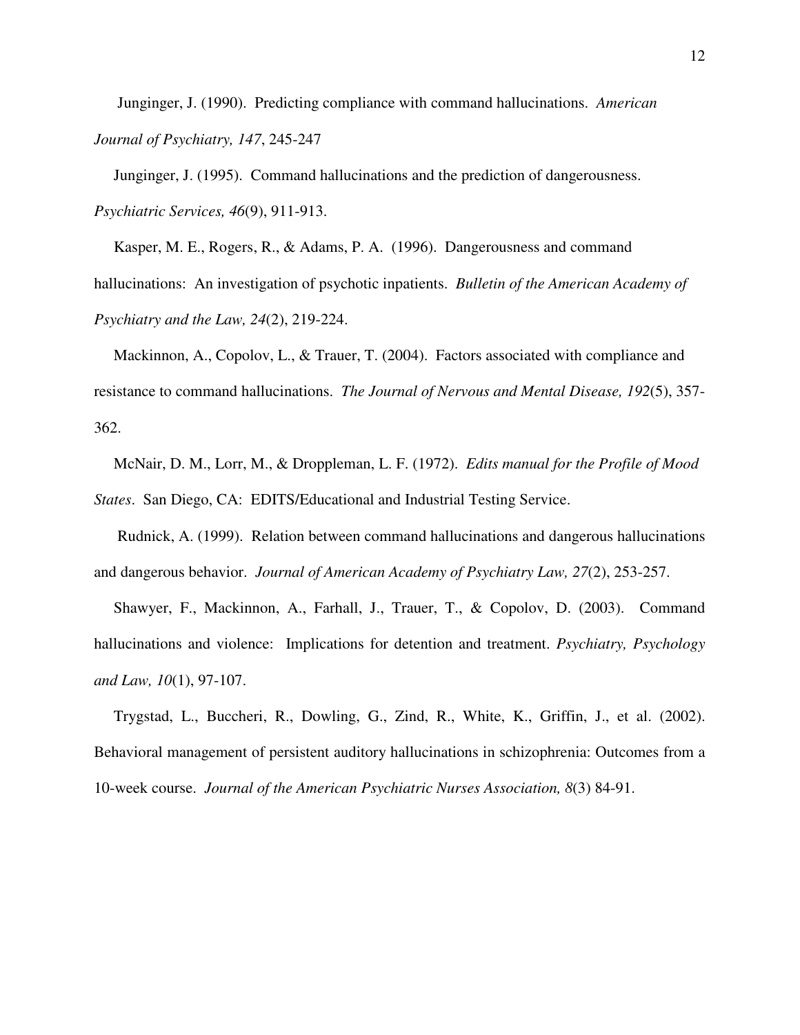Junginger, J. (1990). Predicting compliance with command hallucinations. *American Journal of Psychiatry, 147*, 245-247

Junginger, J. (1995). Command hallucinations and the prediction of dangerousness. *Psychiatric Services, 46*(9), 911-913.

Kasper, M. E., Rogers, R., & Adams, P. A. (1996). Dangerousness and command hallucinations: An investigation of psychotic inpatients. *Bulletin of the American Academy of Psychiatry and the Law, 24*(2), 219-224.

Mackinnon, A., Copolov, L., & Trauer, T. (2004). Factors associated with compliance and resistance to command hallucinations. *The Journal of Nervous and Mental Disease, 192*(5), 357-362.

McNair, D. M., Lorr, M., & Droppleman, L. F. (1972). *Edits manual for the Profile of Mood States*. San Diego, CA: EDITS/Educational and Industrial Testing Service.

Rudnick, A. (1999). Relation between command hallucinations and dangerous hallucinations and dangerous behavior. *Journal of American Academy of Psychiatry Law, 27*(2), 253-257.

Shawyer, F., Mackinnon, A., Farhall, J., Trauer, T., & Copolov, D. (2003). Command hallucinations and violence: Implications for detention and treatment. *Psychiatry, Psychology and Law, 10*(1), 97-107.

Trygstad, L., Buccheri, R., Dowling, G., Zind, R., White, K., Griffin, J., et al. (2002). Behavioral management of persistent auditory hallucinations in schizophrenia: Outcomes from a 10-week course. *Journal of the American Psychiatric Nurses Association, 8*(3) 84-91.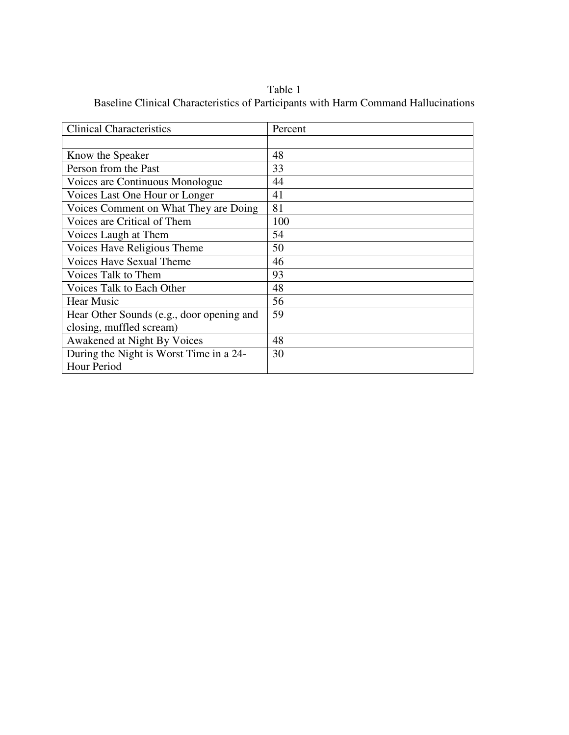Table 1

Baseline Clinical Characteristics of Participants with Harm Command Hallucinations

| Clinical Characteristics | Percent |
| --- | --- |
| | |
| Know the Speaker | 48 |
| Person from the Past | 33 |
| Voices are Continuous Monologue | 44 |
| Voices Last One Hour or Longer | 41 |
| Voices Comment on What They are Doing | 81 |
| Voices are Critical of Them | 100 |
| Voices Laugh at Them | 54 |
| Voices Have Religious Theme | 50 |
| Voices Have Sexual Theme | 46 |
| Voices Talk to Them | 93 |
| Voices Talk to Each Other | 48 |
| Hear Music | 56 |
| Hear Other Sounds (e.g., door opening and closing, muffled scream) | 59 |
| Awakened at Night By Voices | 48 |
| During the Night is Worst Time in a 24-Hour Period | 30 |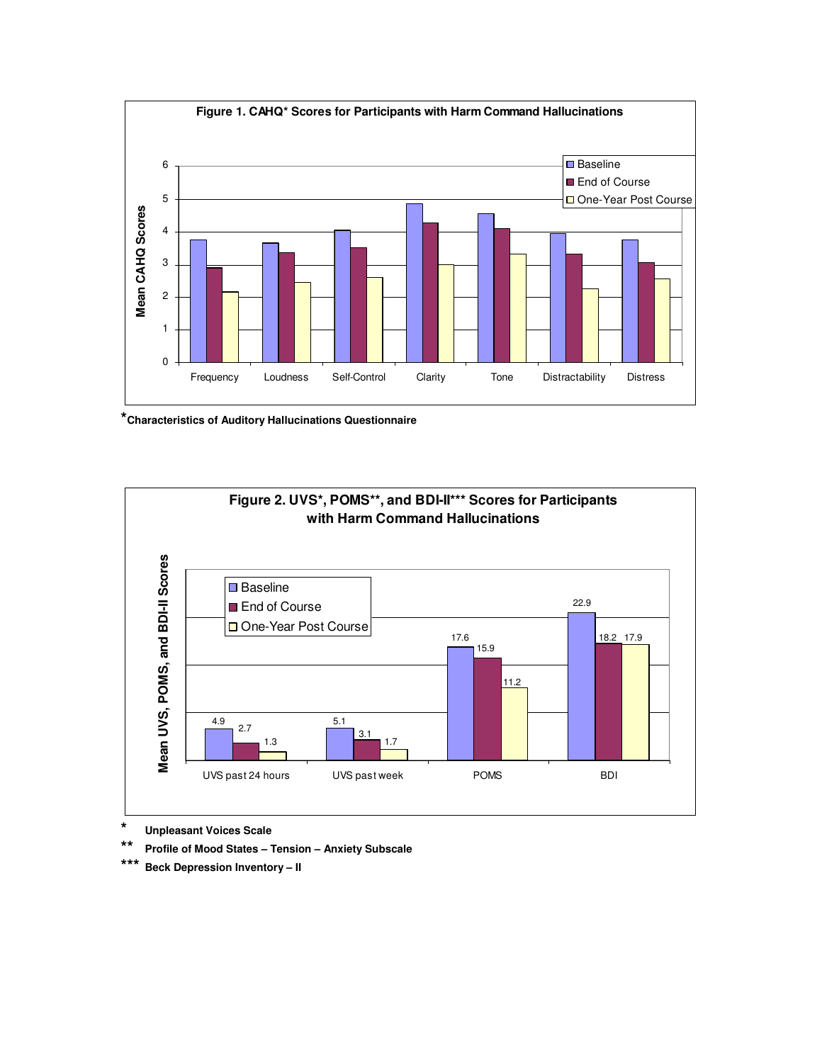**Figure 1. CAHQ* Scores for Participants with Harm Command Hallucinations**

*Characteristics of Auditory Hallucinations Questionnaire

**Figure 2. UVS*, POMS**, and BDI-II*** Scores for Participants with Harm Command Hallucinations**

| | Baseline | End of Course | One-Year Post Course |
|---|---|---|---|
| UVS past 24 hours | 4.9 | 2.7 | 1.3 |
| UVS past week | 5.1 | 3.1 | 1.7 |
| POMS | 17.6 | 15.9 | 11.2 |
| BDI | 22.9 | 18.2 | 17.9 |

\* Unpleasant Voices Scale

\** Profile of Mood States – Tension – Anxiety Subscale

\*** Beck Depression Inventory – II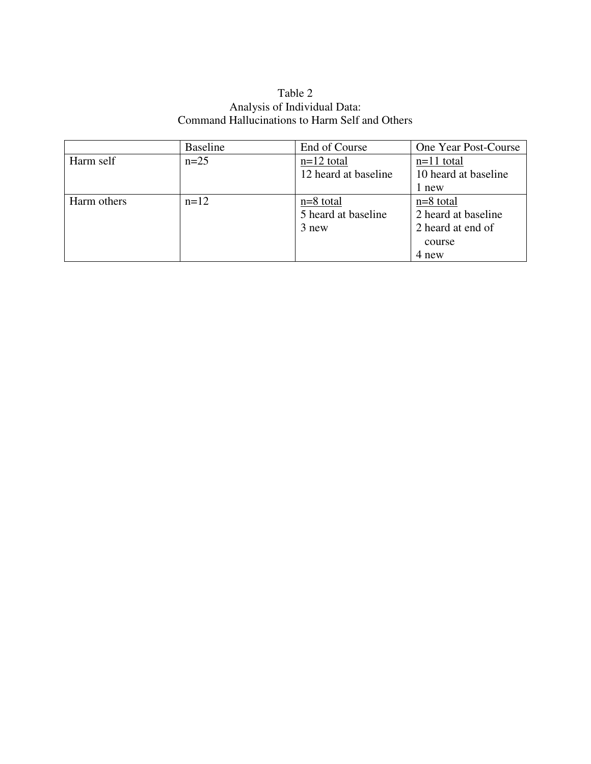Table 2
Analysis of Individual Data:
Command Hallucinations to Harm Self and Others

| | Baseline | End of Course | One Year Post-Course |
|---|---|---|---|
| Harm self | n=25 | n=12 total<br>12 heard at baseline | n=11 total<br>10 heard at baseline<br>1 new |
| Harm others | n=12 | n=8 total<br>5 heard at baseline<br>3 new | n=8 total<br>2 heard at baseline<br>2 heard at end of course<br>4 new |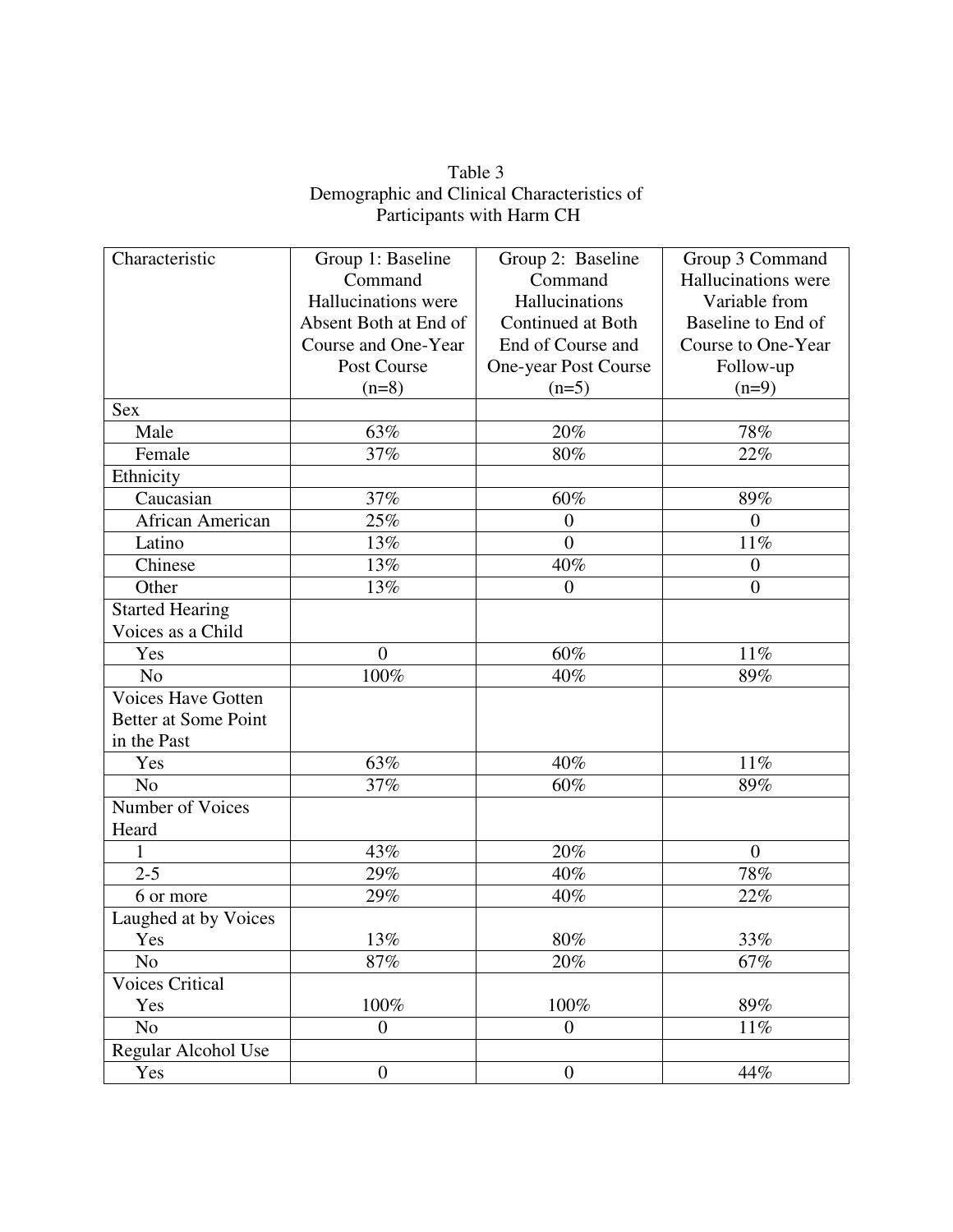Table 3
Demographic and Clinical Characteristics of Participants with Harm CH

| Characteristic | Group 1: Baseline Command Hallucinations were Absent Both at End of Course and One-Year Post Course (n=8) | Group 2: Baseline Command Hallucinations Continued at Both End of Course and One-year Post Course (n=5) | Group 3 Command Hallucinations were Variable from Baseline to End of Course to One-Year Follow-up (n=9) |
|---|---|---|---|
| Sex | | | |
| Male | 63% | 20% | 78% |
| Female | 37% | 80% | 22% |
| Ethnicity | | | |
| Caucasian | 37% | 60% | 89% |
| African American | 25% | 0 | 0 |
| Latino | 13% | 0 | 11% |
| Chinese | 13% | 40% | 0 |
| Other | 13% | 0 | 0 |
| Started Hearing Voices as a Child | | | |
| Yes | 0 | 60% | 11% |
| No | 100% | 40% | 89% |
| Voices Have Gotten Better at Some Point in the Past | | | |
| Yes | 63% | 40% | 11% |
| No | 37% | 60% | 89% |
| Number of Voices Heard | | | |
| 1 | 43% | 20% | 0 |
| 2-5 | 29% | 40% | 78% |
| 6 or more | 29% | 40% | 22% |
| Laughed at by Voices Yes | 13% | 80% | 33% |
| No | 87% | 20% | 67% |
| Voices Critical Yes | 100% | 100% | 89% |
| No | 0 | 0 | 11% |
| Regular Alcohol Use | | | |
| Yes | 0 | 0 | 44% |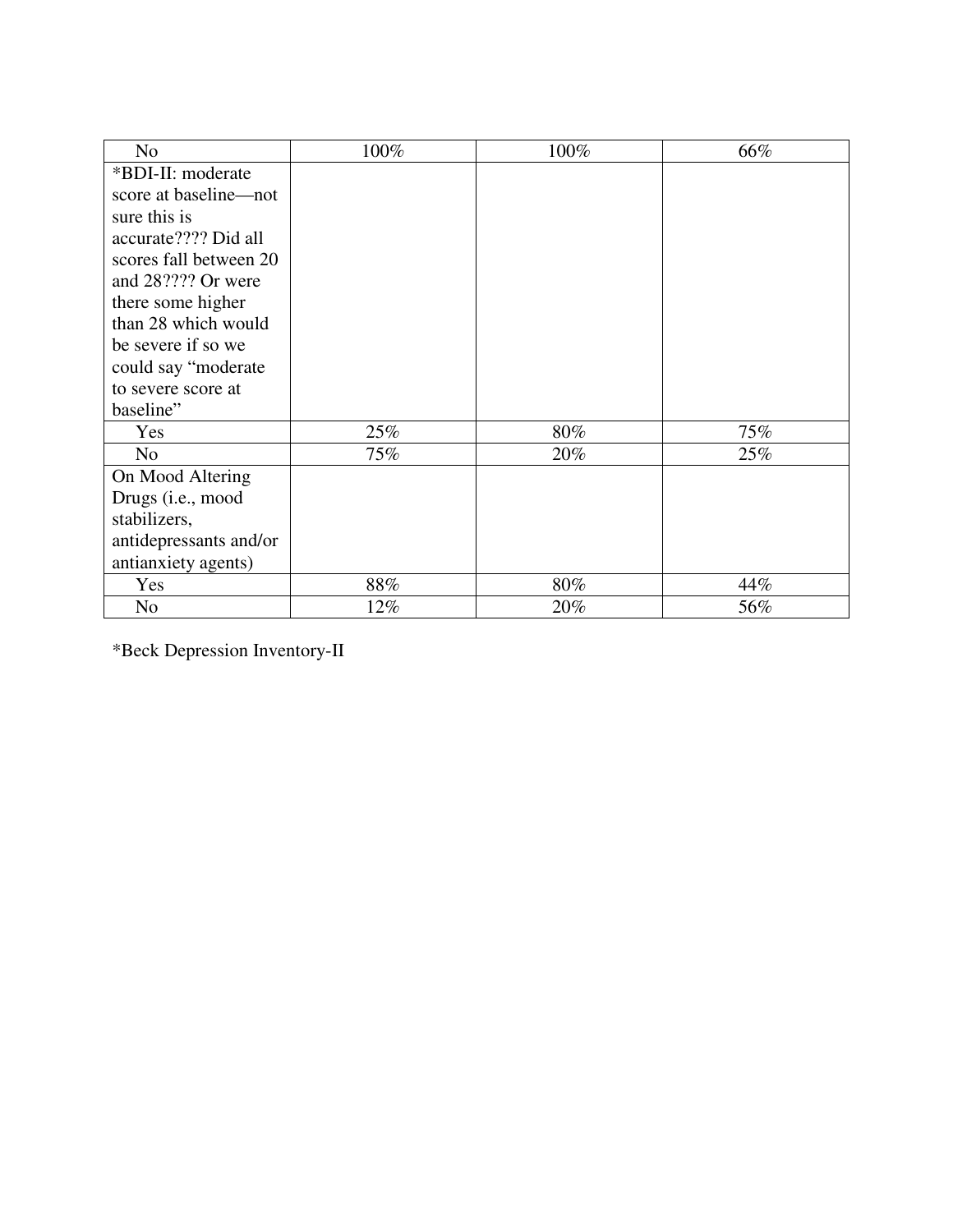| | | | |
|---|---|---|---|
| No | 100% | 100% | 66% |
| *BDI-II: moderate score at baseline—not sure this is accurate???? Did all scores fall between 20 and 28???? Or were there some higher than 28 which would be severe if so we could say "moderate to severe score at baseline" | | | |
| Yes | 25% | 80% | 75% |
| No | 75% | 20% | 25% |
| On Mood Altering Drugs (i.e., mood stabilizers, antidepressants and/or antianxiety agents) | | | |
| Yes | 88% | 80% | 44% |
| No | 12% | 20% | 56% |

*Beck Depression Inventory-II